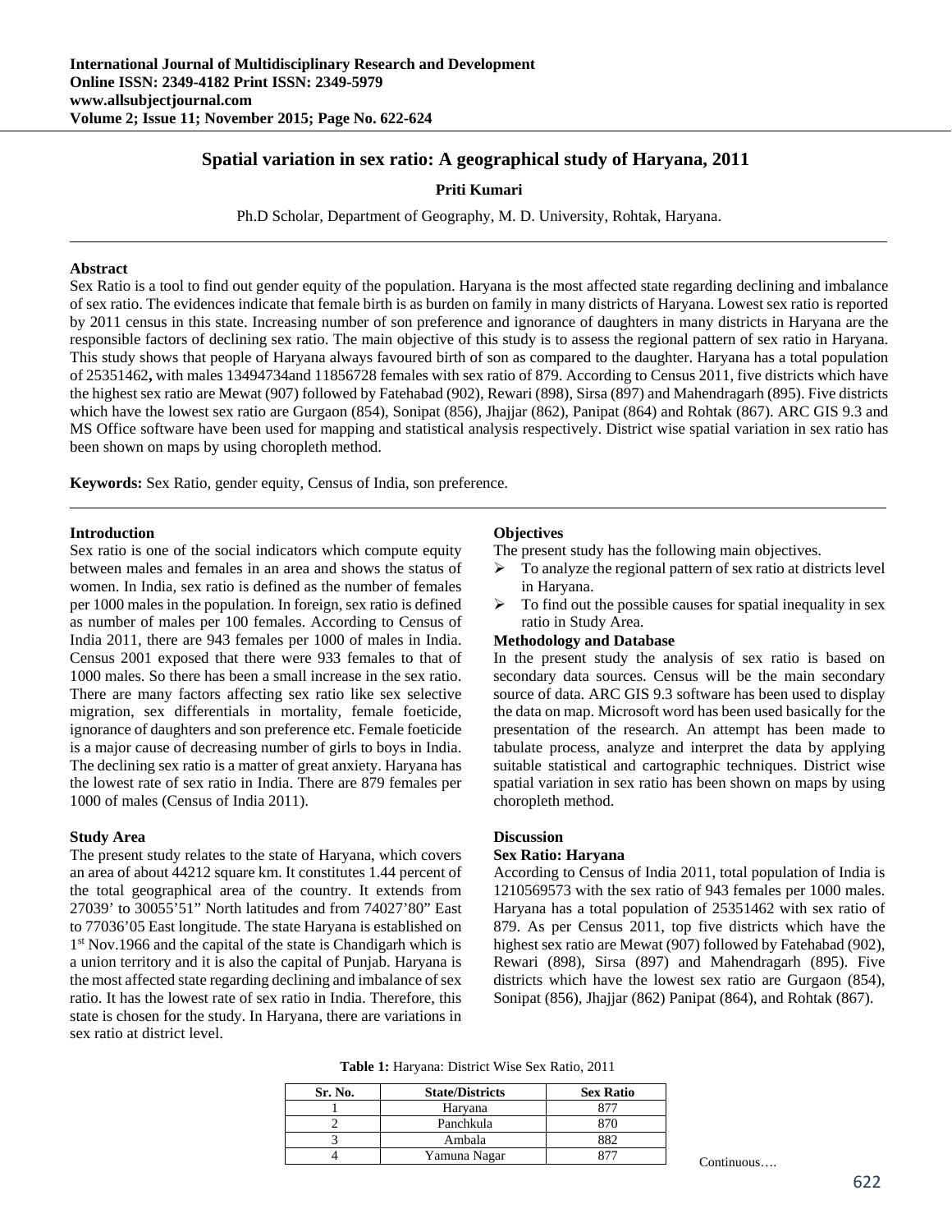# Spatial variation in sex ratio: A geographical study of Haryana, 2011

**Priti Kumari**

Ph.D Scholar, Department of Geography, M. D. University, Rohtak, Haryana.

---

### Abstract

Sex Ratio is a tool to find out gender equity of the population. Haryana is the most affected state regarding declining and imbalance of sex ratio. The evidences indicate that female birth is as burden on family in many districts of Haryana. Lowest sex ratio is reported by 2011 census in this state. Increasing number of son preference and ignorance of daughters in many districts in Haryana are the responsible factors of declining sex ratio. The main objective of this study is to assess the regional pattern of sex ratio in Haryana. This study shows that people of Haryana always favoured birth of son as compared to the daughter. Haryana has a total population of 25351462**,** with males 13494734and 11856728 females with sex ratio of 879. According to Census 2011, five districts which have the highest sex ratio are Mewat (907) followed by Fatehabad (902), Rewari (898), Sirsa (897) and Mahendragarh (895). Five districts which have the lowest sex ratio are Gurgaon (854), Sonipat (856), Jhajjar (862), Panipat (864) and Rohtak (867). ARC GIS 9.3 and MS Office software have been used for mapping and statistical analysis respectively. District wise spatial variation in sex ratio has been shown on maps by using choropleth method.

**Keywords:** Sex Ratio, gender equity, Census of India, son preference.

---

### Introduction

Sex ratio is one of the social indicators which compute equity between males and females in an area and shows the status of women. In India, sex ratio is defined as the number of females per 1000 males in the population. In foreign, sex ratio is defined as number of males per 100 females. According to Census of India 2011, there are 943 females per 1000 of males in India. Census 2001 exposed that there were 933 females to that of 1000 males. So there has been a small increase in the sex ratio. There are many factors affecting sex ratio like sex selective migration, sex differentials in mortality, female foeticide, ignorance of daughters and son preference etc. Female foeticide is a major cause of decreasing number of girls to boys in India. The declining sex ratio is a matter of great anxiety. Haryana has the lowest rate of sex ratio in India. There are 879 females per 1000 of males (Census of India 2011).

### Study Area

The present study relates to the state of Haryana, which covers an area of about 44212 square km. It constitutes 1.44 percent of the total geographical area of the country. It extends from 27039' to 30055'51" North latitudes and from 74027'80" East to 77036'05 East longitude. The state Haryana is established on 1st Nov.1966 and the capital of the state is Chandigarh which is a union territory and it is also the capital of Punjab. Haryana is the most affected state regarding declining and imbalance of sex ratio. It has the lowest rate of sex ratio in India. Therefore, this state is chosen for the study. In Haryana, there are variations in sex ratio at district level.

### Objectives

The present study has the following main objectives.

- To analyze the regional pattern of sex ratio at districts level in Haryana.
- To find out the possible causes for spatial inequality in sex ratio in Study Area.

### Methodology and Database

In the present study the analysis of sex ratio is based on secondary data sources. Census will be the main secondary source of data. ARC GIS 9.3 software has been used to display the data on map. Microsoft word has been used basically for the presentation of the research. An attempt has been made to tabulate process, analyze and interpret the data by applying suitable statistical and cartographic techniques. District wise spatial variation in sex ratio has been shown on maps by using choropleth method.

### Discussion

#### Sex Ratio: Haryana

According to Census of India 2011, total population of India is 1210569573 with the sex ratio of 943 females per 1000 males. Haryana has a total population of 25351462 with sex ratio of 879. As per Census 2011, top five districts which have the highest sex ratio are Mewat (907) followed by Fatehabad (902), Rewari (898), Sirsa (897) and Mahendragarh (895). Five districts which have the lowest sex ratio are Gurgaon (854), Sonipat (856), Jhajjar (862) Panipat (864), and Rohtak (867).

**Table 1:** Haryana: District Wise Sex Ratio, 2011

| Sr. No. | State/Districts | Sex Ratio |
|---|---|---|
| 1 | Haryana | 877 |
| 2 | Panchkula | 870 |
| 3 | Ambala | 882 |
| 4 | Yamuna Nagar | 877 |

Continuous….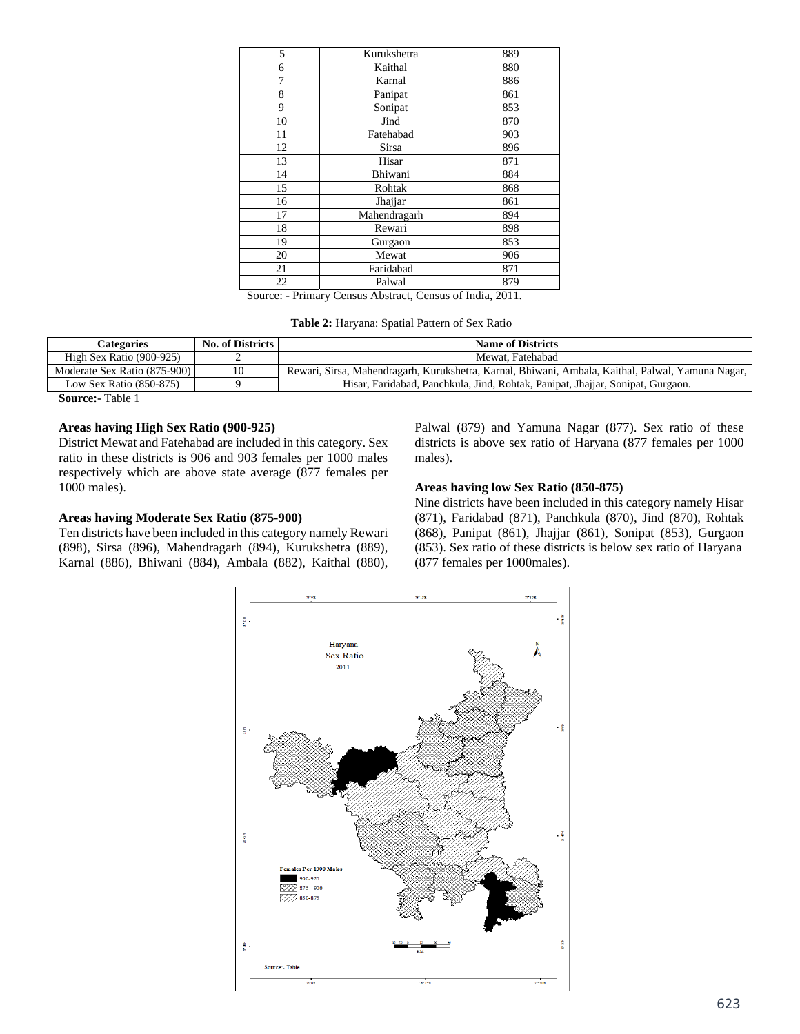| 5 | Kurukshetra | 889 |
|---|---|---|
| 6 | Kaithal | 880 |
| 7 | Karnal | 886 |
| 8 | Panipat | 861 |
| 9 | Sonipat | 853 |
| 10 | Jind | 870 |
| 11 | Fatehabad | 903 |
| 12 | Sirsa | 896 |
| 13 | Hisar | 871 |
| 14 | Bhiwani | 884 |
| 15 | Rohtak | 868 |
| 16 | Jhajjar | 861 |
| 17 | Mahendragarh | 894 |
| 18 | Rewari | 898 |
| 19 | Gurgaon | 853 |
| 20 | Mewat | 906 |
| 21 | Faridabad | 871 |
| 22 | Palwal | 879 |

Source: - Primary Census Abstract, Census of India, 2011.

**Table 2:** Haryana: Spatial Pattern of Sex Ratio

| Categories | No. of Districts | Name of Districts |
|---|---|---|
| High Sex Ratio (900-925) | 2 | Mewat, Fatehabad |
| Moderate Sex Ratio (875-900) | 10 | Rewari, Sirsa, Mahendragarh, Kurukshetra, Karnal, Bhiwani, Ambala, Kaithal, Palwal, Yamuna Nagar, |
| Low Sex Ratio (850-875) | 9 | Hisar, Faridabad, Panchkula, Jind, Rohtak, Panipat, Jhajjar, Sonipat, Gurgaon. |

**Source:-** Table 1

### Areas having High Sex Ratio (900-925)

District Mewat and Fatehabad are included in this category. Sex ratio in these districts is 906 and 903 females per 1000 males respectively which are above state average (877 females per 1000 males).

### Areas having Moderate Sex Ratio (875-900)

Ten districts have been included in this category namely Rewari (898), Sirsa (896), Mahendragarh (894), Kurukshetra (889), Karnal (886), Bhiwani (884), Ambala (882), Kaithal (880), Palwal (879) and Yamuna Nagar (877). Sex ratio of these districts is above sex ratio of Haryana (877 females per 1000 males).

### Areas having low Sex Ratio (850-875)

Nine districts have been included in this category namely Hisar (871), Faridabad (871), Panchkula (870), Jind (870), Rohtak (868), Panipat (861), Jhajjar (861), Sonipat (853), Gurgaon (853). Sex ratio of these districts is below sex ratio of Haryana (877 females per 1000males).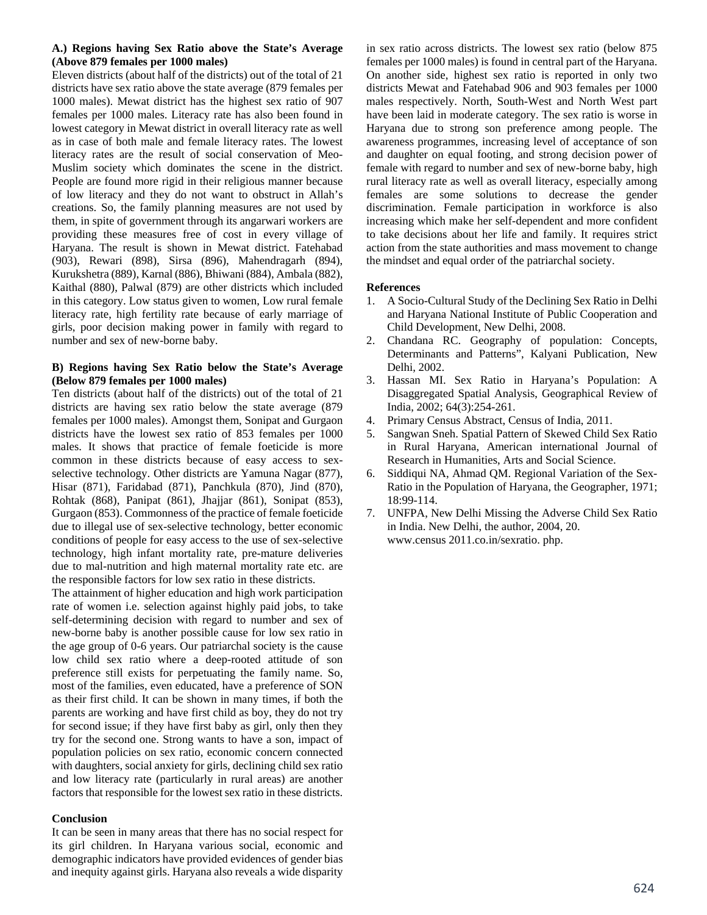### A.) Regions having Sex Ratio above the State's Average (Above 879 females per 1000 males)

Eleven districts (about half of the districts) out of the total of 21 districts have sex ratio above the state average (879 females per 1000 males). Mewat district has the highest sex ratio of 907 females per 1000 males. Literacy rate has also been found in lowest category in Mewat district in overall literacy rate as well as in case of both male and female literacy rates. The lowest literacy rates are the result of social conservation of Meo-Muslim society which dominates the scene in the district. People are found more rigid in their religious manner because of low literacy and they do not want to obstruct in Allah's creations. So, the family planning measures are not used by them, in spite of government through its angarwari workers are providing these measures free of cost in every village of Haryana. The result is shown in Mewat district. Fatehabad (903), Rewari (898), Sirsa (896), Mahendragarh (894), Kurukshetra (889), Karnal (886), Bhiwani (884), Ambala (882), Kaithal (880), Palwal (879) are other districts which included in this category. Low status given to women, Low rural female literacy rate, high fertility rate because of early marriage of girls, poor decision making power in family with regard to number and sex of new-borne baby.

### B) Regions having Sex Ratio below the State's Average (Below 879 females per 1000 males)

Ten districts (about half of the districts) out of the total of 21 districts are having sex ratio below the state average (879 females per 1000 males). Amongst them, Sonipat and Gurgaon districts have the lowest sex ratio of 853 females per 1000 males. It shows that practice of female foeticide is more common in these districts because of easy access to sex-selective technology. Other districts are Yamuna Nagar (877), Hisar (871), Faridabad (871), Panchkula (870), Jind (870), Rohtak (868), Panipat (861), Jhajjar (861), Sonipat (853), Gurgaon (853). Commonness of the practice of female foeticide due to illegal use of sex-selective technology, better economic conditions of people for easy access to the use of sex-selective technology, high infant mortality rate, pre-mature deliveries due to mal-nutrition and high maternal mortality rate etc. are the responsible factors for low sex ratio in these districts.

The attainment of higher education and high work participation rate of women i.e. selection against highly paid jobs, to take self-determining decision with regard to number and sex of new-borne baby is another possible cause for low sex ratio in the age group of 0-6 years. Our patriarchal society is the cause low child sex ratio where a deep-rooted attitude of son preference still exists for perpetuating the family name. So, most of the families, even educated, have a preference of SON as their first child. It can be shown in many times, if both the parents are working and have first child as boy, they do not try for second issue; if they have first baby as girl, only then they try for the second one. Strong wants to have a son, impact of population policies on sex ratio, economic concern connected with daughters, social anxiety for girls, declining child sex ratio and low literacy rate (particularly in rural areas) are another factors that responsible for the lowest sex ratio in these districts.

## Conclusion

It can be seen in many areas that there has no social respect for its girl children. In Haryana various social, economic and demographic indicators have provided evidences of gender bias and inequity against girls. Haryana also reveals a wide disparity in sex ratio across districts. The lowest sex ratio (below 875 females per 1000 males) is found in central part of the Haryana. On another side, highest sex ratio is reported in only two districts Mewat and Fatehabad 906 and 903 females per 1000 males respectively. North, South-West and North West part have been laid in moderate category. The sex ratio is worse in Haryana due to strong son preference among people. The awareness programmes, increasing level of acceptance of son and daughter on equal footing, and strong decision power of female with regard to number and sex of new-borne baby, high rural literacy rate as well as overall literacy, especially among females are some solutions to decrease the gender discrimination. Female participation in workforce is also increasing which make her self-dependent and more confident to take decisions about her life and family. It requires strict action from the state authorities and mass movement to change the mindset and equal order of the patriarchal society.

## References

1. A Socio-Cultural Study of the Declining Sex Ratio in Delhi and Haryana National Institute of Public Cooperation and Child Development, New Delhi, 2008.
2. Chandana RC. Geography of population: Concepts, Determinants and Patterns", Kalyani Publication, New Delhi, 2002.
3. Hassan MI. Sex Ratio in Haryana's Population: A Disaggregated Spatial Analysis, Geographical Review of India, 2002; 64(3):254-261.
4. Primary Census Abstract, Census of India, 2011.
5. Sangwan Sneh. Spatial Pattern of Skewed Child Sex Ratio in Rural Haryana, American international Journal of Research in Humanities, Arts and Social Science.
6. Siddiqui NA, Ahmad QM. Regional Variation of the Sex-Ratio in the Population of Haryana, the Geographer, 1971; 18:99-114.
7. UNFPA, New Delhi Missing the Adverse Child Sex Ratio in India. New Delhi, the author, 2004, 20.
   www.census 2011.co.in/sexratio. php.